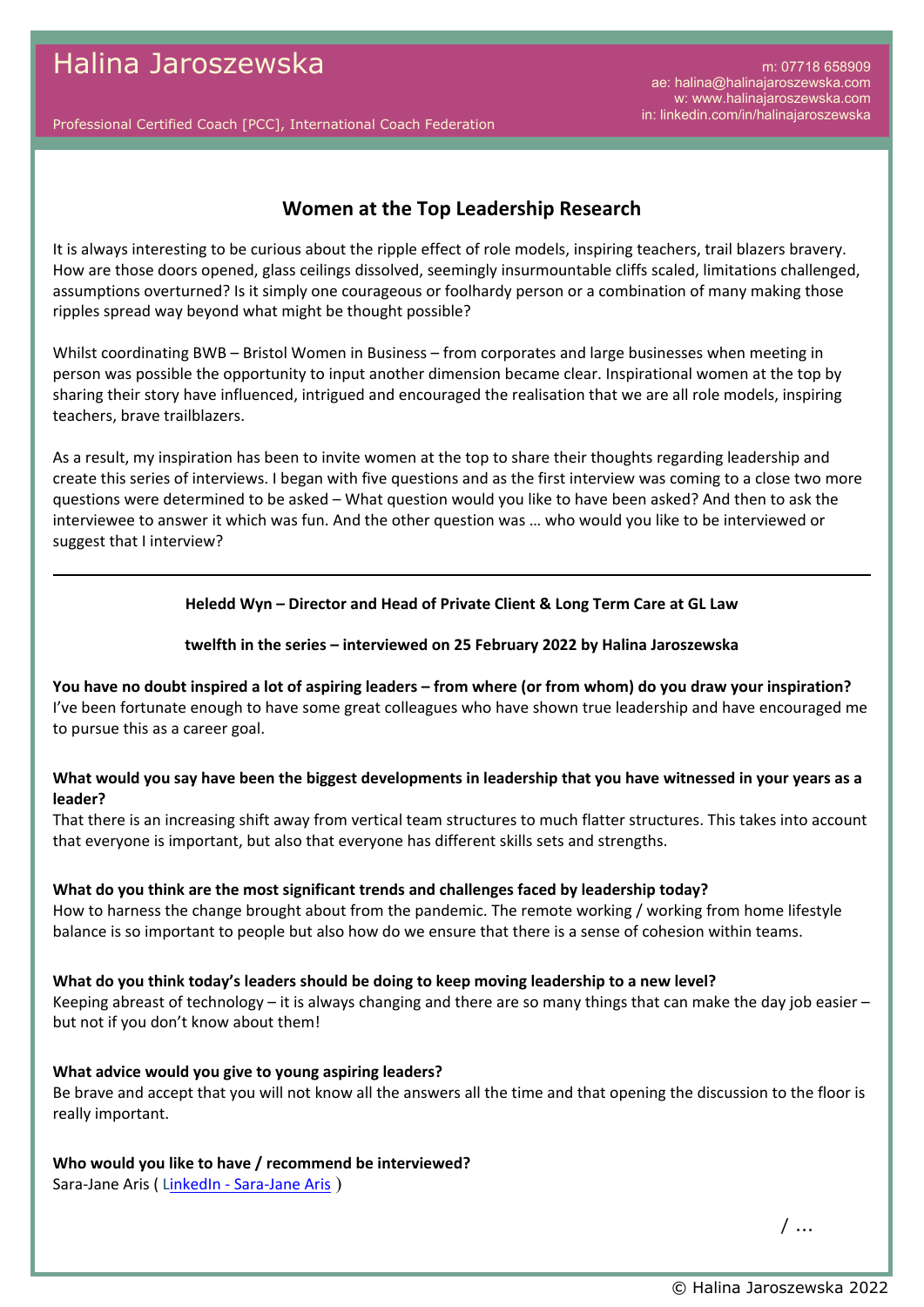# Halina Jaroszewska

Professional Certified Coach [PCC], International Coach Federation

m: 07718 658909
ae: halina@halinajaroszewska.com
w: www.halinajaroszewska.com
in: linkedin.com/in/halinajaroszewska

## Women at the Top Leadership Research

It is always interesting to be curious about the ripple effect of role models, inspiring teachers, trail blazers bravery. How are those doors opened, glass ceilings dissolved, seemingly insurmountable cliffs scaled, limitations challenged, assumptions overturned? Is it simply one courageous or foolhardy person or a combination of many making those ripples spread way beyond what might be thought possible?

Whilst coordinating BWB – Bristol Women in Business – from corporates and large businesses when meeting in person was possible the opportunity to input another dimension became clear. Inspirational women at the top by sharing their story have influenced, intrigued and encouraged the realisation that we are all role models, inspiring teachers, brave trailblazers.

As a result, my inspiration has been to invite women at the top to share their thoughts regarding leadership and create this series of interviews. I began with five questions and as the first interview was coming to a close two more questions were determined to be asked – What question would you like to have been asked? And then to ask the interviewee to answer it which was fun. And the other question was … who would you like to be interviewed or suggest that I interview?

---

**Heledd Wyn – Director and Head of Private Client & Long Term Care at GL Law**

**twelfth in the series – interviewed on 25 February 2022 by Halina Jaroszewska**

**You have no doubt inspired a lot of aspiring leaders – from where (or from whom) do you draw your inspiration?**
I've been fortunate enough to have some great colleagues who have shown true leadership and have encouraged me to pursue this as a career goal.

**What would you say have been the biggest developments in leadership that you have witnessed in your years as a leader?**
That there is an increasing shift away from vertical team structures to much flatter structures. This takes into account that everyone is important, but also that everyone has different skills sets and strengths.

**What do you think are the most significant trends and challenges faced by leadership today?**
How to harness the change brought about from the pandemic. The remote working / working from home lifestyle balance is so important to people but also how do we ensure that there is a sense of cohesion within teams.

**What do you think today's leaders should be doing to keep moving leadership to a new level?**
Keeping abreast of technology – it is always changing and there are so many things that can make the day job easier – but not if you don't know about them!

**What advice would you give to young aspiring leaders?**
Be brave and accept that you will not know all the answers all the time and that opening the discussion to the floor is really important.

**Who would you like to have / recommend be interviewed?**
Sara-Jane Aris ( LinkedIn - Sara-Jane Aris )

/ …

© Halina Jaroszewska 2022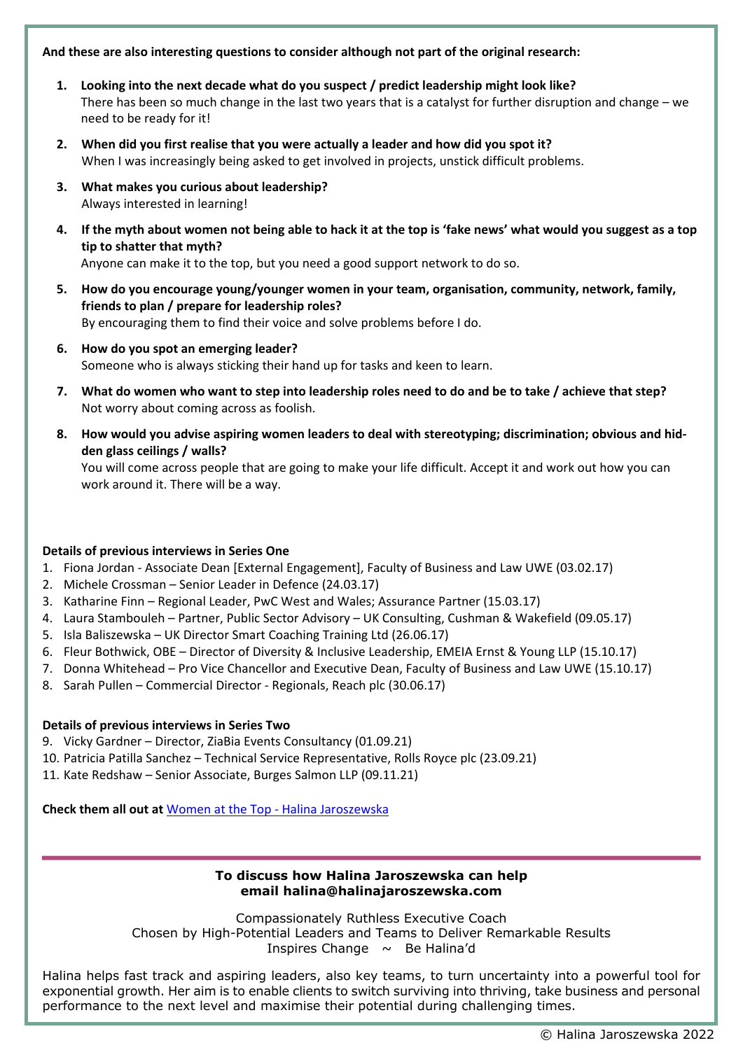**And these are also interesting questions to consider although not part of the original research:**

1. **Looking into the next decade what do you suspect / predict leadership might look like?**
   There has been so much change in the last two years that is a catalyst for further disruption and change – we need to be ready for it!

2. **When did you first realise that you were actually a leader and how did you spot it?**
   When I was increasingly being asked to get involved in projects, unstick difficult problems.

3. **What makes you curious about leadership?**
   Always interested in learning!

4. **If the myth about women not being able to hack it at the top is 'fake news' what would you suggest as a top tip to shatter that myth?**
   Anyone can make it to the top, but you need a good support network to do so.

5. **How do you encourage young/younger women in your team, organisation, community, network, family, friends to plan / prepare for leadership roles?**
   By encouraging them to find their voice and solve problems before I do.

6. **How do you spot an emerging leader?**
   Someone who is always sticking their hand up for tasks and keen to learn.

7. **What do women who want to step into leadership roles need to do and be to take / achieve that step?**
   Not worry about coming across as foolish.

8. **How would you advise aspiring women leaders to deal with stereotyping; discrimination; obvious and hidden glass ceilings / walls?**
   You will come across people that are going to make your life difficult. Accept it and work out how you can work around it. There will be a way.

**Details of previous interviews in Series One**

1. Fiona Jordan - Associate Dean [External Engagement], Faculty of Business and Law UWE (03.02.17)
2. Michele Crossman – Senior Leader in Defence (24.03.17)
3. Katharine Finn – Regional Leader, PwC West and Wales; Assurance Partner (15.03.17)
4. Laura Stambouleh – Partner, Public Sector Advisory – UK Consulting, Cushman & Wakefield (09.05.17)
5. Isla Baliszewska – UK Director Smart Coaching Training Ltd (26.06.17)
6. Fleur Bothwick, OBE – Director of Diversity & Inclusive Leadership, EMEIA Ernst & Young LLP (15.10.17)
7. Donna Whitehead – Pro Vice Chancellor and Executive Dean, Faculty of Business and Law UWE (15.10.17)
8. Sarah Pullen – Commercial Director - Regionals, Reach plc (30.06.17)

**Details of previous interviews in Series Two**

9. Vicky Gardner – Director, ZiaBia Events Consultancy (01.09.21)
10. Patricia Patilla Sanchez – Technical Service Representative, Rolls Royce plc (23.09.21)
11. Kate Redshaw – Senior Associate, Burges Salmon LLP (09.11.21)

**Check them all out at** Women at the Top - Halina Jaroszewska

---

**To discuss how Halina Jaroszewska can help**
**email halina@halinajaroszewska.com**

Compassionately Ruthless Executive Coach
Chosen by High-Potential Leaders and Teams to Deliver Remarkable Results
Inspires Change ~ Be Halina'd

Halina helps fast track and aspiring leaders, also key teams, to turn uncertainty into a powerful tool for exponential growth. Her aim is to enable clients to switch surviving into thriving, take business and personal performance to the next level and maximise their potential during challenging times.

© Halina Jaroszewska 2022